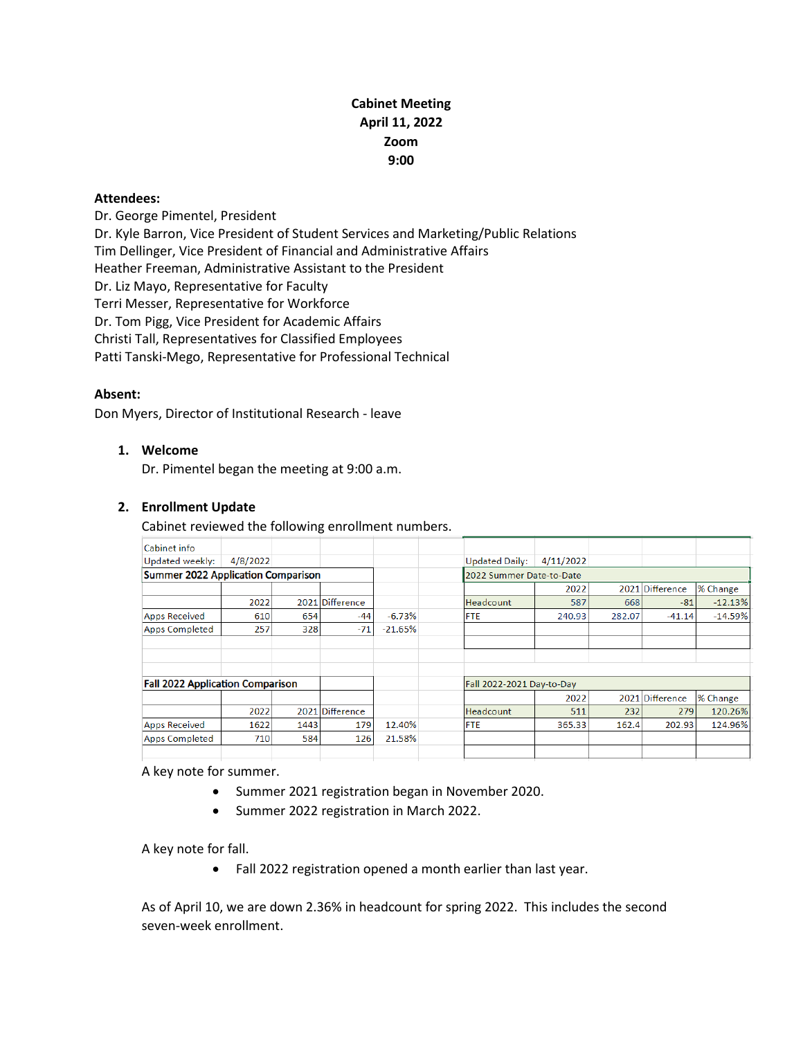**Cabinet Meeting**
**April 11, 2022**
**Zoom**
**9:00**

**Attendees:**
Dr. George Pimentel, President
Dr. Kyle Barron, Vice President of Student Services and Marketing/Public Relations
Tim Dellinger, Vice President of Financial and Administrative Affairs
Heather Freeman, Administrative Assistant to the President
Dr. Liz Mayo, Representative for Faculty
Terri Messer, Representative for Workforce
Dr. Tom Pigg, Vice President for Academic Affairs
Christi Tall, Representatives for Classified Employees
Patti Tanski-Mego, Representative for Professional Technical

**Absent:**
Don Myers, Director of Institutional Research - leave

1. **Welcome**
   Dr. Pimentel began the meeting at 9:00 a.m.

2. **Enrollment Update**
   Cabinet reviewed the following enrollment numbers.

Cabinet info
Updated weekly: 4/8/2022

**Summer 2022 Application Comparison**

| | 2022 | 2021 | Difference | |
|---|---|---|---|---|
| Apps Received | 610 | 654 | -44 | -6.73% |
| Apps Completed | 257 | 328 | -71 | -21.65% |

**Fall 2022 Application Comparison**

| | 2022 | 2021 | Difference | |
|---|---|---|---|---|
| Apps Received | 1622 | 1443 | 179 | 12.40% |
| Apps Completed | 710 | 584 | 126 | 21.58% |

Updated Daily: 4/11/2022

2022 Summer Date-to-Date

| | 2022 | 2021 | Difference | % Change |
|---|---|---|---|---|
| Headcount | 587 | 668 | -81 | -12.13% |
| FTE | 240.93 | 282.07 | -41.14 | -14.59% |

Fall 2022-2021 Day-to-Day

| | 2022 | 2021 | Difference | % Change |
|---|---|---|---|---|
| Headcount | 511 | 232 | 279 | 120.26% |
| FTE | 365.33 | 162.4 | 202.93 | 124.96% |

A key note for summer.

- Summer 2021 registration began in November 2020.
- Summer 2022 registration in March 2022.

A key note for fall.

- Fall 2022 registration opened a month earlier than last year.

As of April 10, we are down 2.36% in headcount for spring 2022. This includes the second seven-week enrollment.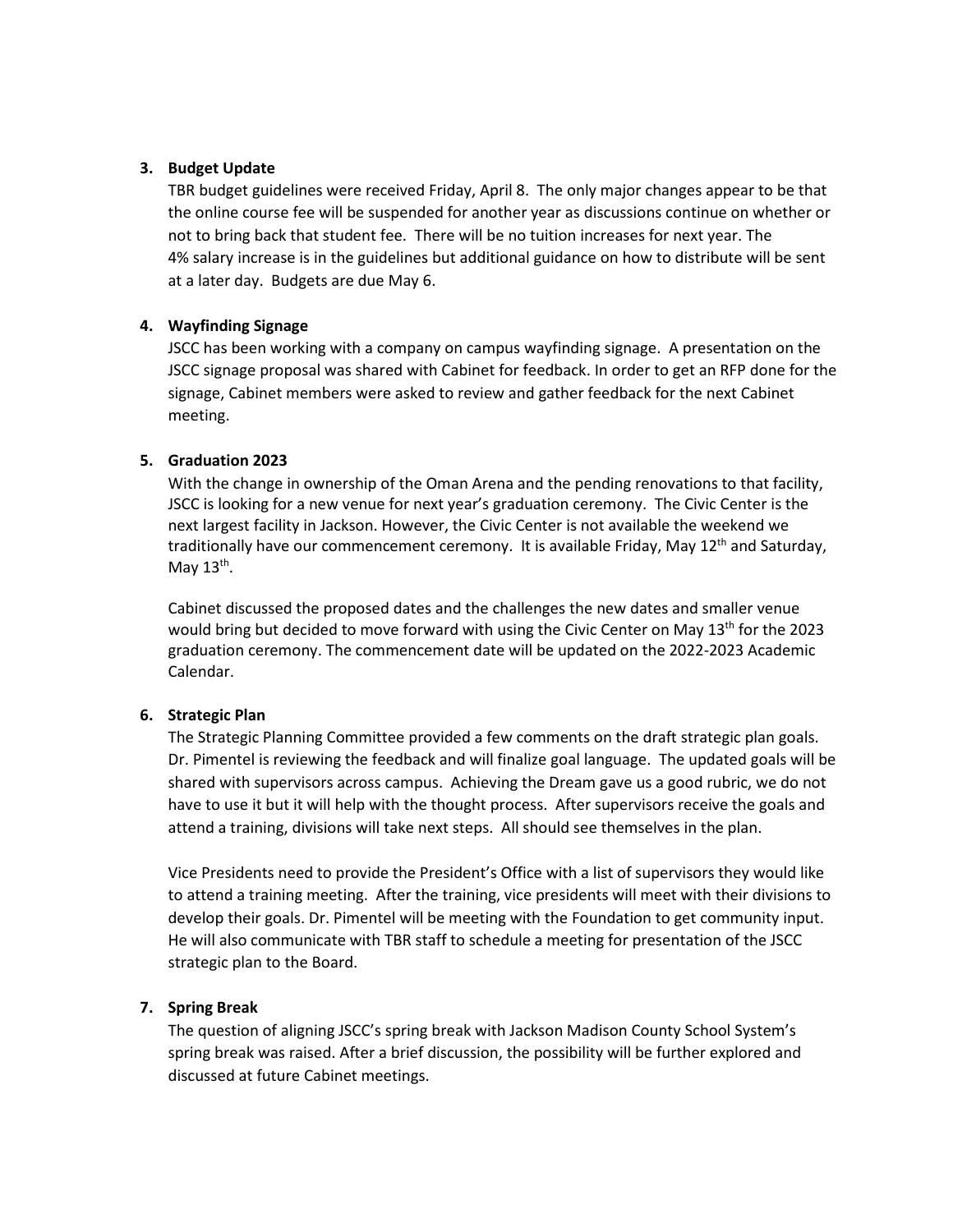3. **Budget Update**

   TBR budget guidelines were received Friday, April 8. The only major changes appear to be that the online course fee will be suspended for another year as discussions continue on whether or not to bring back that student fee. There will be no tuition increases for next year. The 4% salary increase is in the guidelines but additional guidance on how to distribute will be sent at a later day. Budgets are due May 6.

4. **Wayfinding Signage**

   JSCC has been working with a company on campus wayfinding signage. A presentation on the JSCC signage proposal was shared with Cabinet for feedback. In order to get an RFP done for the signage, Cabinet members were asked to review and gather feedback for the next Cabinet meeting.

5. **Graduation 2023**

   With the change in ownership of the Oman Arena and the pending renovations to that facility, JSCC is looking for a new venue for next year's graduation ceremony. The Civic Center is the next largest facility in Jackson. However, the Civic Center is not available the weekend we traditionally have our commencement ceremony. It is available Friday, May 12th and Saturday, May 13th.

   Cabinet discussed the proposed dates and the challenges the new dates and smaller venue would bring but decided to move forward with using the Civic Center on May 13th for the 2023 graduation ceremony. The commencement date will be updated on the 2022-2023 Academic Calendar.

6. **Strategic Plan**

   The Strategic Planning Committee provided a few comments on the draft strategic plan goals. Dr. Pimentel is reviewing the feedback and will finalize goal language. The updated goals will be shared with supervisors across campus. Achieving the Dream gave us a good rubric, we do not have to use it but it will help with the thought process. After supervisors receive the goals and attend a training, divisions will take next steps. All should see themselves in the plan.

   Vice Presidents need to provide the President's Office with a list of supervisors they would like to attend a training meeting. After the training, vice presidents will meet with their divisions to develop their goals. Dr. Pimentel will be meeting with the Foundation to get community input. He will also communicate with TBR staff to schedule a meeting for presentation of the JSCC strategic plan to the Board.

7. **Spring Break**

   The question of aligning JSCC's spring break with Jackson Madison County School System's spring break was raised. After a brief discussion, the possibility will be further explored and discussed at future Cabinet meetings.